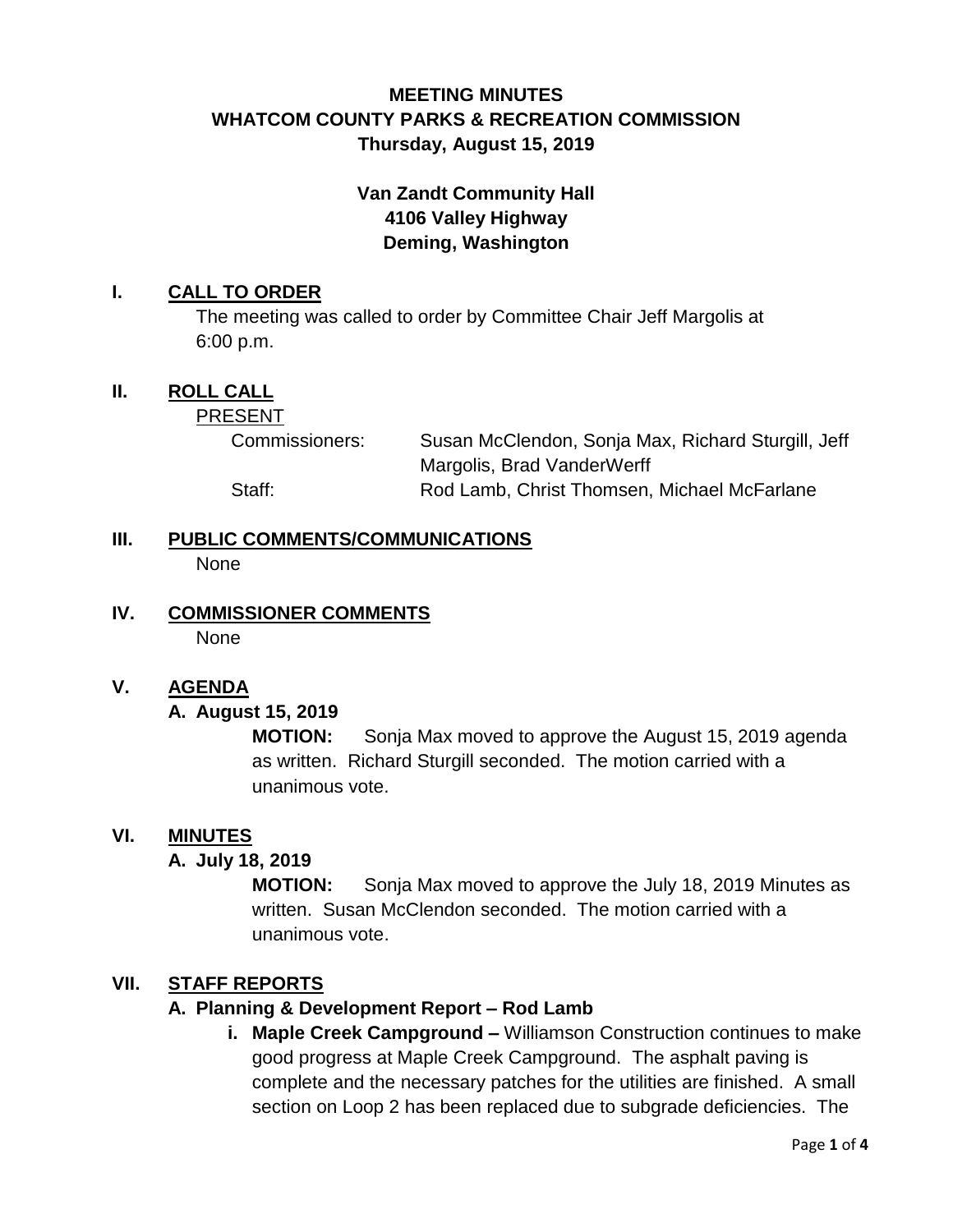# MEETING MINUTES
# WHATCOM COUNTY PARKS & RECREATION COMMISSION
### Thursday, August 15, 2019

**Van Zandt Community Hall**
**4106 Valley Highway**
**Deming, Washington**

## I. CALL TO ORDER

The meeting was called to order by Committee Chair Jeff Margolis at 6:00 p.m.

## II. ROLL CALL

PRESENT

| | |
|---|---|
| Commissioners: | Susan McClendon, Sonja Max, Richard Sturgill, Jeff Margolis, Brad VanderWerff |
| Staff: | Rod Lamb, Christ Thomsen, Michael McFarlane |

## III. PUBLIC COMMENTS/COMMUNICATIONS

None

## IV. COMMISSIONER COMMENTS

None

## V. AGENDA

### A. August 15, 2019

**MOTION:** Sonja Max moved to approve the August 15, 2019 agenda as written. Richard Sturgill seconded. The motion carried with a unanimous vote.

## VI. MINUTES

### A. July 18, 2019

**MOTION:** Sonja Max moved to approve the July 18, 2019 Minutes as written. Susan McClendon seconded. The motion carried with a unanimous vote.

## VII. STAFF REPORTS

### A. Planning & Development Report – Rod Lamb

**i. Maple Creek Campground –** Williamson Construction continues to make good progress at Maple Creek Campground. The asphalt paving is complete and the necessary patches for the utilities are finished. A small section on Loop 2 has been replaced due to subgrade deficiencies. The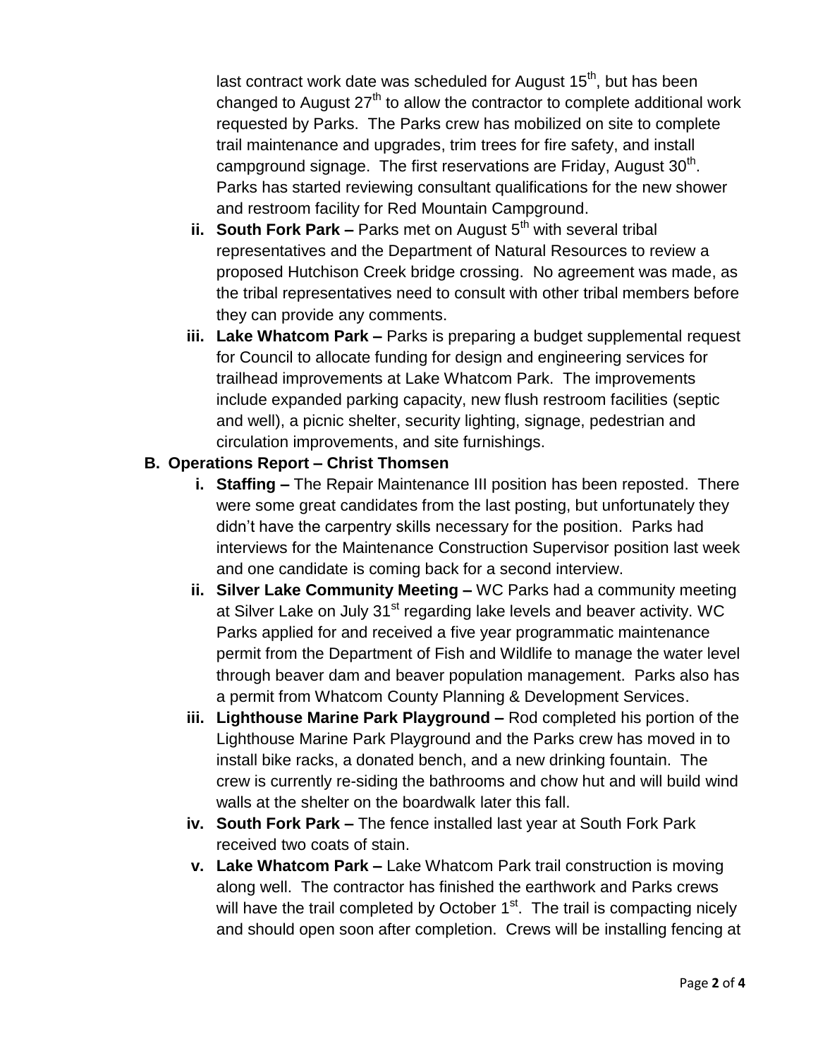last contract work date was scheduled for August 15th, but has been changed to August 27th to allow the contractor to complete additional work requested by Parks. The Parks crew has mobilized on site to complete trail maintenance and upgrades, trim trees for fire safety, and install campground signage. The first reservations are Friday, August 30th. Parks has started reviewing consultant qualifications for the new shower and restroom facility for Red Mountain Campground.

ii. **South Fork Park –** Parks met on August 5th with several tribal representatives and the Department of Natural Resources to review a proposed Hutchison Creek bridge crossing. No agreement was made, as the tribal representatives need to consult with other tribal members before they can provide any comments.

iii. **Lake Whatcom Park –** Parks is preparing a budget supplemental request for Council to allocate funding for design and engineering services for trailhead improvements at Lake Whatcom Park. The improvements include expanded parking capacity, new flush restroom facilities (septic and well), a picnic shelter, security lighting, signage, pedestrian and circulation improvements, and site furnishings.

**B. Operations Report – Christ Thomsen**

i. **Staffing –** The Repair Maintenance III position has been reposted. There were some great candidates from the last posting, but unfortunately they didn't have the carpentry skills necessary for the position. Parks had interviews for the Maintenance Construction Supervisor position last week and one candidate is coming back for a second interview.

ii. **Silver Lake Community Meeting –** WC Parks had a community meeting at Silver Lake on July 31st regarding lake levels and beaver activity. WC Parks applied for and received a five year programmatic maintenance permit from the Department of Fish and Wildlife to manage the water level through beaver dam and beaver population management. Parks also has a permit from Whatcom County Planning & Development Services.

iii. **Lighthouse Marine Park Playground –** Rod completed his portion of the Lighthouse Marine Park Playground and the Parks crew has moved in to install bike racks, a donated bench, and a new drinking fountain. The crew is currently re-siding the bathrooms and chow hut and will build wind walls at the shelter on the boardwalk later this fall.

iv. **South Fork Park –** The fence installed last year at South Fork Park received two coats of stain.

v. **Lake Whatcom Park –** Lake Whatcom Park trail construction is moving along well. The contractor has finished the earthwork and Parks crews will have the trail completed by October 1st. The trail is compacting nicely and should open soon after completion. Crews will be installing fencing at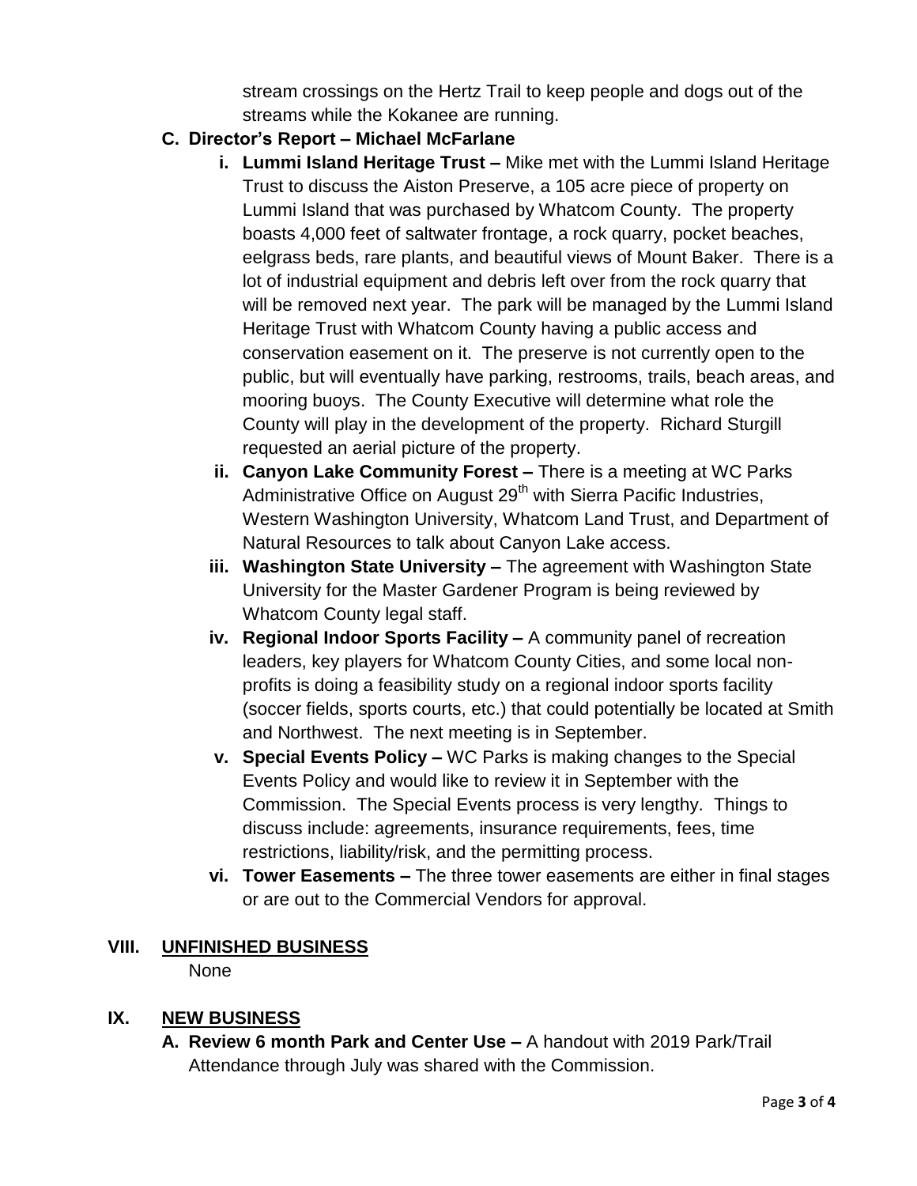stream crossings on the Hertz Trail to keep people and dogs out of the streams while the Kokanee are running.

**C. Director's Report – Michael McFarlane**

- **i. Lummi Island Heritage Trust –** Mike met with the Lummi Island Heritage Trust to discuss the Aiston Preserve, a 105 acre piece of property on Lummi Island that was purchased by Whatcom County. The property boasts 4,000 feet of saltwater frontage, a rock quarry, pocket beaches, eelgrass beds, rare plants, and beautiful views of Mount Baker. There is a lot of industrial equipment and debris left over from the rock quarry that will be removed next year. The park will be managed by the Lummi Island Heritage Trust with Whatcom County having a public access and conservation easement on it. The preserve is not currently open to the public, but will eventually have parking, restrooms, trails, beach areas, and mooring buoys. The County Executive will determine what role the County will play in the development of the property. Richard Sturgill requested an aerial picture of the property.
- **ii. Canyon Lake Community Forest –** There is a meeting at WC Parks Administrative Office on August 29th with Sierra Pacific Industries, Western Washington University, Whatcom Land Trust, and Department of Natural Resources to talk about Canyon Lake access.
- **iii. Washington State University –** The agreement with Washington State University for the Master Gardener Program is being reviewed by Whatcom County legal staff.
- **iv. Regional Indoor Sports Facility –** A community panel of recreation leaders, key players for Whatcom County Cities, and some local non-profits is doing a feasibility study on a regional indoor sports facility (soccer fields, sports courts, etc.) that could potentially be located at Smith and Northwest. The next meeting is in September.
- **v. Special Events Policy –** WC Parks is making changes to the Special Events Policy and would like to review it in September with the Commission. The Special Events process is very lengthy. Things to discuss include: agreements, insurance requirements, fees, time restrictions, liability/risk, and the permitting process.
- **vi. Tower Easements –** The three tower easements are either in final stages or are out to the Commercial Vendors for approval.

## VIII. UNFINISHED BUSINESS

None

## IX. NEW BUSINESS

**A. Review 6 month Park and Center Use –** A handout with 2019 Park/Trail Attendance through July was shared with the Commission.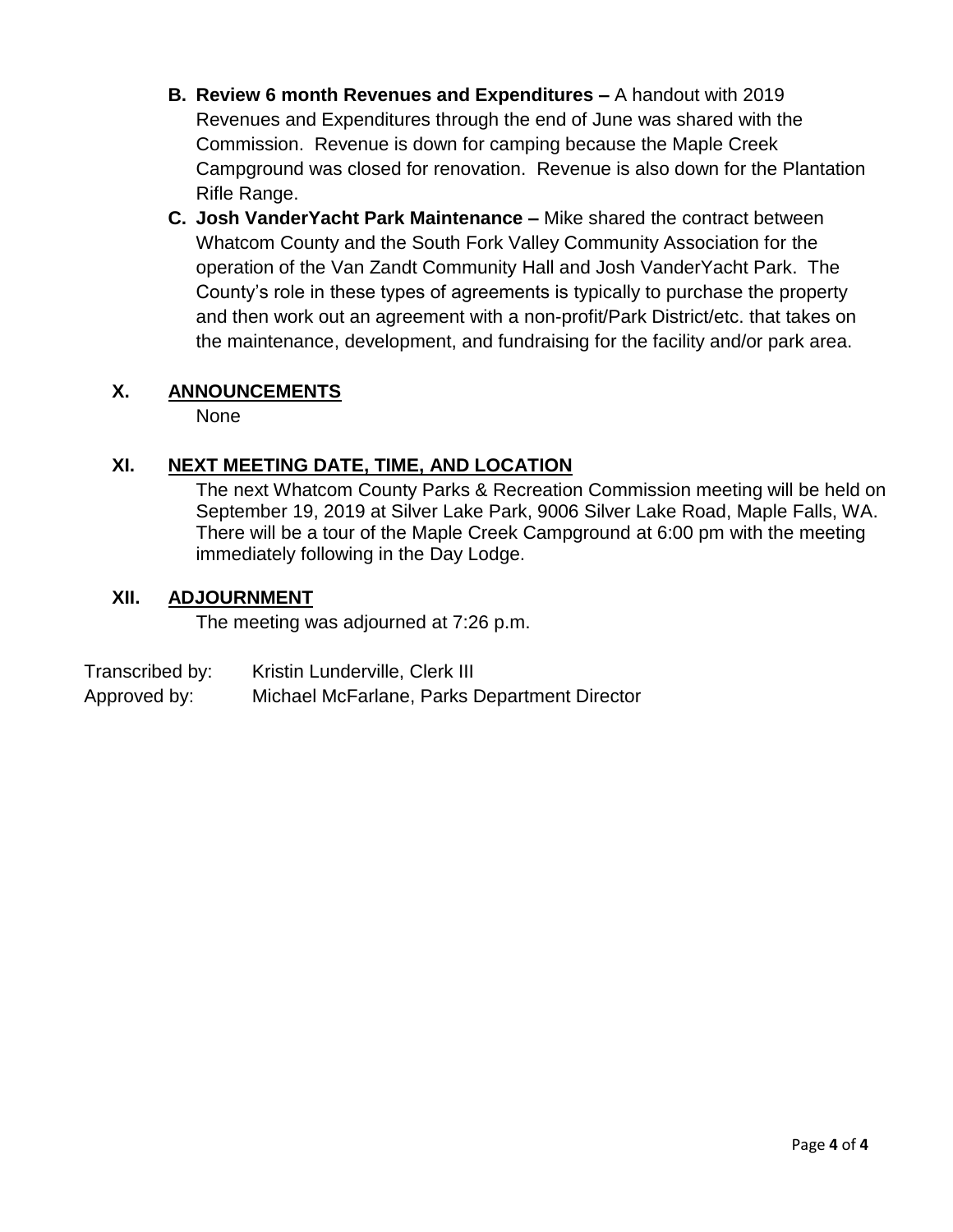B. **Review 6 month Revenues and Expenditures –** A handout with 2019 Revenues and Expenditures through the end of June was shared with the Commission. Revenue is down for camping because the Maple Creek Campground was closed for renovation. Revenue is also down for the Plantation Rifle Range.

C. **Josh VanderYacht Park Maintenance –** Mike shared the contract between Whatcom County and the South Fork Valley Community Association for the operation of the Van Zandt Community Hall and Josh VanderYacht Park. The County's role in these types of agreements is typically to purchase the property and then work out an agreement with a non-profit/Park District/etc. that takes on the maintenance, development, and fundraising for the facility and/or park area.

## X. ANNOUNCEMENTS

None

## XI. NEXT MEETING DATE, TIME, AND LOCATION

The next Whatcom County Parks & Recreation Commission meeting will be held on September 19, 2019 at Silver Lake Park, 9006 Silver Lake Road, Maple Falls, WA. There will be a tour of the Maple Creek Campground at 6:00 pm with the meeting immediately following in the Day Lodge.

## XII. ADJOURNMENT

The meeting was adjourned at 7:26 p.m.

Transcribed by: Kristin Lunderville, Clerk III
Approved by: Michael McFarlane, Parks Department Director